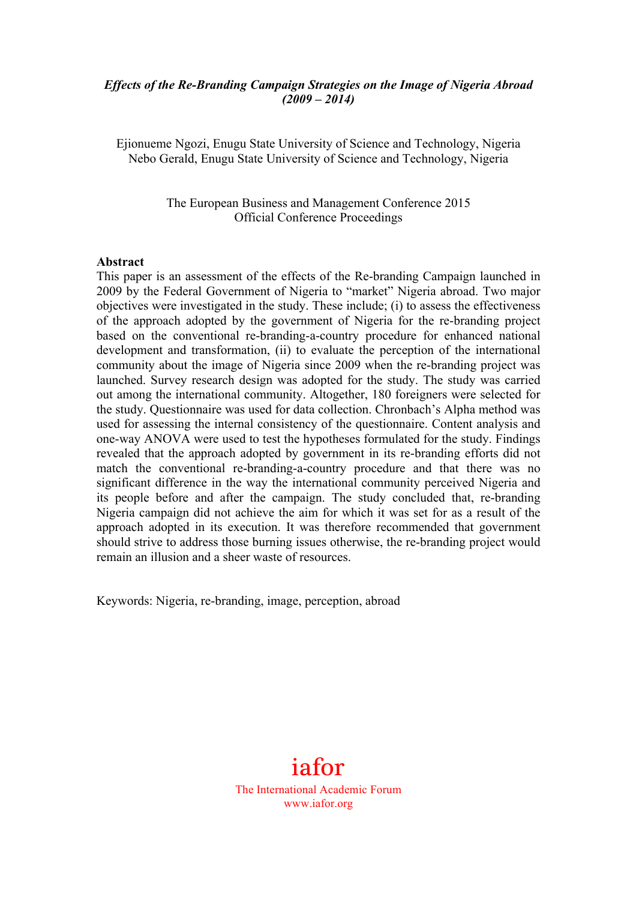# *Effects of the Re-Branding Campaign Strategies on the Image of Nigeria Abroad (2009 – 2014)*

Ejionueme Ngozi, Enugu State University of Science and Technology, Nigeria
Nebo Gerald, Enugu State University of Science and Technology, Nigeria

The European Business and Management Conference 2015
Official Conference Proceedings

## Abstract

This paper is an assessment of the effects of the Re-branding Campaign launched in 2009 by the Federal Government of Nigeria to "market" Nigeria abroad. Two major objectives were investigated in the study. These include; (i) to assess the effectiveness of the approach adopted by the government of Nigeria for the re-branding project based on the conventional re-branding-a-country procedure for enhanced national development and transformation, (ii) to evaluate the perception of the international community about the image of Nigeria since 2009 when the re-branding project was launched. Survey research design was adopted for the study. The study was carried out among the international community. Altogether, 180 foreigners were selected for the study. Questionnaire was used for data collection. Chronbach's Alpha method was used for assessing the internal consistency of the questionnaire. Content analysis and one-way ANOVA were used to test the hypotheses formulated for the study. Findings revealed that the approach adopted by government in its re-branding efforts did not match the conventional re-branding-a-country procedure and that there was no significant difference in the way the international community perceived Nigeria and its people before and after the campaign. The study concluded that, re-branding Nigeria campaign did not achieve the aim for which it was set for as a result of the approach adopted in its execution. It was therefore recommended that government should strive to address those burning issues otherwise, the re-branding project would remain an illusion and a sheer waste of resources.

Keywords: Nigeria, re-branding, image, perception, abroad

iafor
The International Academic Forum
www.iafor.org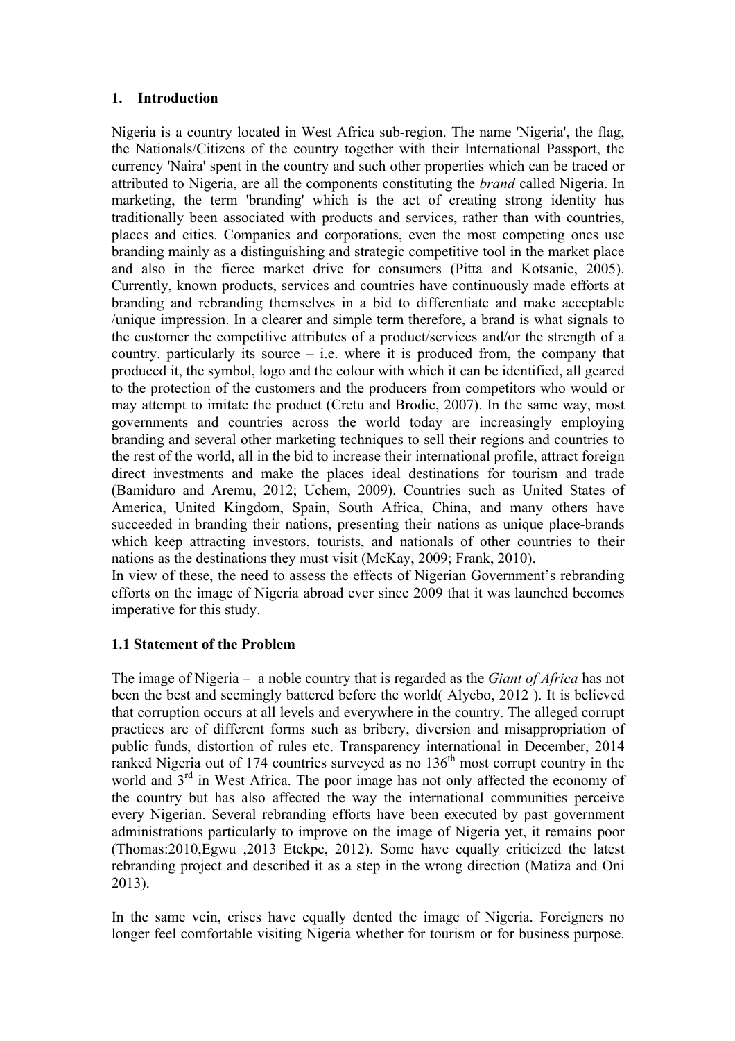## 1. Introduction

Nigeria is a country located in West Africa sub-region. The name 'Nigeria', the flag, the Nationals/Citizens of the country together with their International Passport, the currency 'Naira' spent in the country and such other properties which can be traced or attributed to Nigeria, are all the components constituting the *brand* called Nigeria. In marketing, the term 'branding' which is the act of creating strong identity has traditionally been associated with products and services, rather than with countries, places and cities. Companies and corporations, even the most competing ones use branding mainly as a distinguishing and strategic competitive tool in the market place and also in the fierce market drive for consumers (Pitta and Kotsanic, 2005). Currently, known products, services and countries have continuously made efforts at branding and rebranding themselves in a bid to differentiate and make acceptable /unique impression. In a clearer and simple term therefore, a brand is what signals to the customer the competitive attributes of a product/services and/or the strength of a country. particularly its source – i.e. where it is produced from, the company that produced it, the symbol, logo and the colour with which it can be identified, all geared to the protection of the customers and the producers from competitors who would or may attempt to imitate the product (Cretu and Brodie, 2007). In the same way, most governments and countries across the world today are increasingly employing branding and several other marketing techniques to sell their regions and countries to the rest of the world, all in the bid to increase their international profile, attract foreign direct investments and make the places ideal destinations for tourism and trade (Bamiduro and Aremu, 2012; Uchem, 2009). Countries such as United States of America, United Kingdom, Spain, South Africa, China, and many others have succeeded in branding their nations, presenting their nations as unique place-brands which keep attracting investors, tourists, and nationals of other countries to their nations as the destinations they must visit (McKay, 2009; Frank, 2010).
In view of these, the need to assess the effects of Nigerian Government's rebranding efforts on the image of Nigeria abroad ever since 2009 that it was launched becomes imperative for this study.

### 1.1 Statement of the Problem

The image of Nigeria – a noble country that is regarded as the *Giant of Africa* has not been the best and seemingly battered before the world( Alyebo, 2012 ). It is believed that corruption occurs at all levels and everywhere in the country. The alleged corrupt practices are of different forms such as bribery, diversion and misappropriation of public funds, distortion of rules etc. Transparency international in December, 2014 ranked Nigeria out of 174 countries surveyed as no 136th most corrupt country in the world and 3rd in West Africa. The poor image has not only affected the economy of the country but has also affected the way the international communities perceive every Nigerian. Several rebranding efforts have been executed by past government administrations particularly to improve on the image of Nigeria yet, it remains poor (Thomas:2010,Egwu ,2013 Etekpe, 2012). Some have equally criticized the latest rebranding project and described it as a step in the wrong direction (Matiza and Oni 2013).

In the same vein, crises have equally dented the image of Nigeria. Foreigners no longer feel comfortable visiting Nigeria whether for tourism or for business purpose.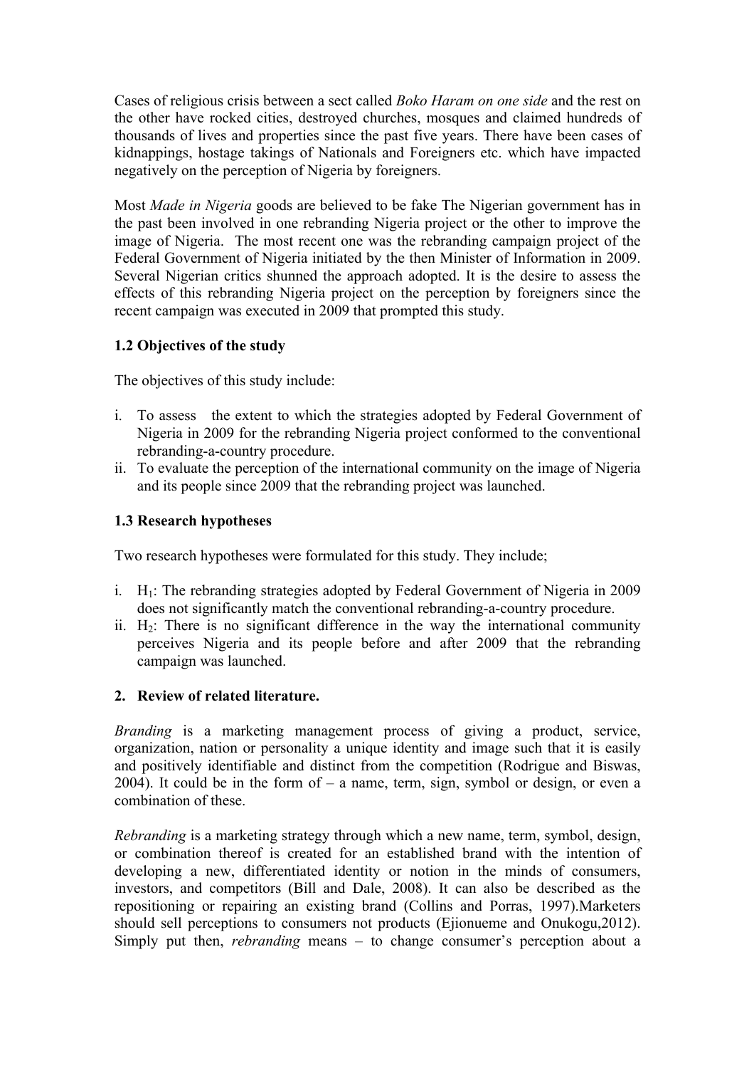Cases of religious crisis between a sect called *Boko Haram on one side* and the rest on the other have rocked cities, destroyed churches, mosques and claimed hundreds of thousands of lives and properties since the past five years. There have been cases of kidnappings, hostage takings of Nationals and Foreigners etc. which have impacted negatively on the perception of Nigeria by foreigners.

Most *Made in Nigeria* goods are believed to be fake The Nigerian government has in the past been involved in one rebranding Nigeria project or the other to improve the image of Nigeria. The most recent one was the rebranding campaign project of the Federal Government of Nigeria initiated by the then Minister of Information in 2009. Several Nigerian critics shunned the approach adopted. It is the desire to assess the effects of this rebranding Nigeria project on the perception by foreigners since the recent campaign was executed in 2009 that prompted this study.

### 1.2 Objectives of the study

The objectives of this study include:

i. To assess the extent to which the strategies adopted by Federal Government of Nigeria in 2009 for the rebranding Nigeria project conformed to the conventional rebranding-a-country procedure.
ii. To evaluate the perception of the international community on the image of Nigeria and its people since 2009 that the rebranding project was launched.

### 1.3 Research hypotheses

Two research hypotheses were formulated for this study. They include;

i. $H_1$: The rebranding strategies adopted by Federal Government of Nigeria in 2009 does not significantly match the conventional rebranding-a-country procedure.
ii. $H_2$: There is no significant difference in the way the international community perceives Nigeria and its people before and after 2009 that the rebranding campaign was launched.

## 2. Review of related literature.

*Branding* is a marketing management process of giving a product, service, organization, nation or personality a unique identity and image such that it is easily and positively identifiable and distinct from the competition (Rodrigue and Biswas, 2004). It could be in the form of – a name, term, sign, symbol or design, or even a combination of these.

*Rebranding* is a marketing strategy through which a new name, term, symbol, design, or combination thereof is created for an established brand with the intention of developing a new, differentiated identity or notion in the minds of consumers, investors, and competitors (Bill and Dale, 2008). It can also be described as the repositioning or repairing an existing brand (Collins and Porras, 1997).Marketers should sell perceptions to consumers not products (Ejionueme and Onukogu,2012). Simply put then, *rebranding* means – to change consumer's perception about a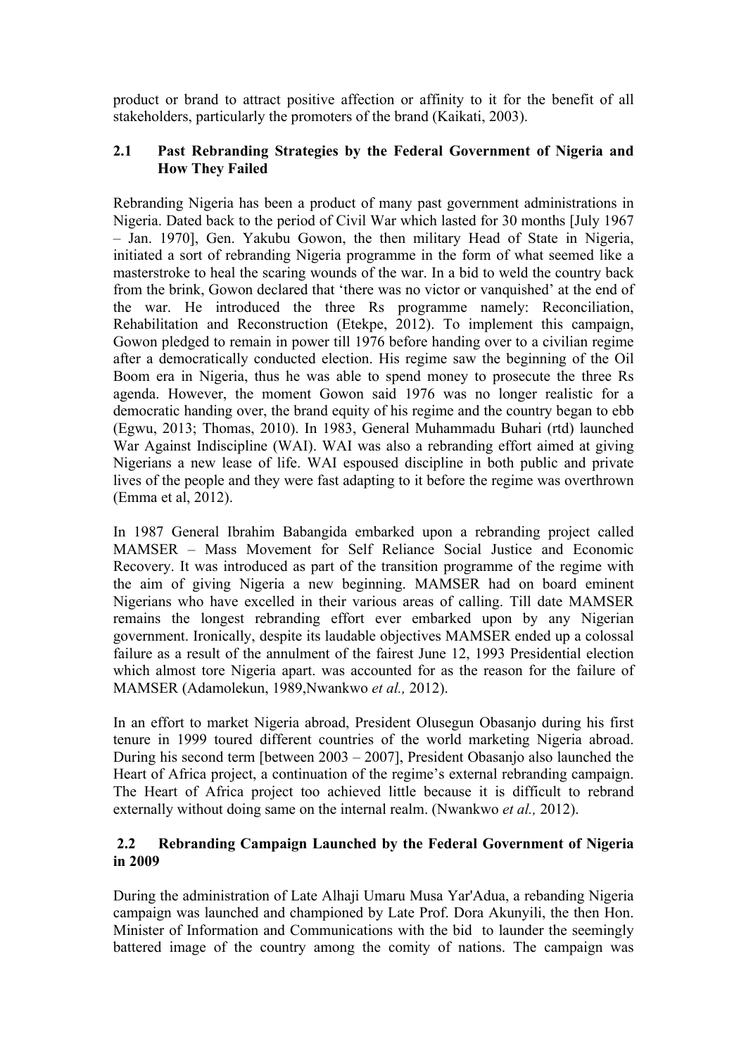product or brand to attract positive affection or affinity to it for the benefit of all stakeholders, particularly the promoters of the brand (Kaikati, 2003).

### 2.1 Past Rebranding Strategies by the Federal Government of Nigeria and How They Failed

Rebranding Nigeria has been a product of many past government administrations in Nigeria. Dated back to the period of Civil War which lasted for 30 months [July 1967 – Jan. 1970], Gen. Yakubu Gowon, the then military Head of State in Nigeria, initiated a sort of rebranding Nigeria programme in the form of what seemed like a masterstroke to heal the scaring wounds of the war. In a bid to weld the country back from the brink, Gowon declared that 'there was no victor or vanquished' at the end of the war. He introduced the three Rs programme namely: Reconciliation, Rehabilitation and Reconstruction (Etekpe, 2012). To implement this campaign, Gowon pledged to remain in power till 1976 before handing over to a civilian regime after a democratically conducted election. His regime saw the beginning of the Oil Boom era in Nigeria, thus he was able to spend money to prosecute the three Rs agenda. However, the moment Gowon said 1976 was no longer realistic for a democratic handing over, the brand equity of his regime and the country began to ebb (Egwu, 2013; Thomas, 2010). In 1983, General Muhammadu Buhari (rtd) launched War Against Indiscipline (WAI). WAI was also a rebranding effort aimed at giving Nigerians a new lease of life. WAI espoused discipline in both public and private lives of the people and they were fast adapting to it before the regime was overthrown (Emma et al, 2012).

In 1987 General Ibrahim Babangida embarked upon a rebranding project called MAMSER – Mass Movement for Self Reliance Social Justice and Economic Recovery. It was introduced as part of the transition programme of the regime with the aim of giving Nigeria a new beginning. MAMSER had on board eminent Nigerians who have excelled in their various areas of calling. Till date MAMSER remains the longest rebranding effort ever embarked upon by any Nigerian government. Ironically, despite its laudable objectives MAMSER ended up a colossal failure as a result of the annulment of the fairest June 12, 1993 Presidential election which almost tore Nigeria apart. was accounted for as the reason for the failure of MAMSER (Adamolekun, 1989,Nwankwo *et al.,* 2012).

In an effort to market Nigeria abroad, President Olusegun Obasanjo during his first tenure in 1999 toured different countries of the world marketing Nigeria abroad. During his second term [between 2003 – 2007], President Obasanjo also launched the Heart of Africa project, a continuation of the regime's external rebranding campaign. The Heart of Africa project too achieved little because it is difficult to rebrand externally without doing same on the internal realm. (Nwankwo *et al.,* 2012).

### 2.2 Rebranding Campaign Launched by the Federal Government of Nigeria in 2009

During the administration of Late Alhaji Umaru Musa Yar'Adua, a rebanding Nigeria campaign was launched and championed by Late Prof. Dora Akunyili, the then Hon. Minister of Information and Communications with the bid to launder the seemingly battered image of the country among the comity of nations. The campaign was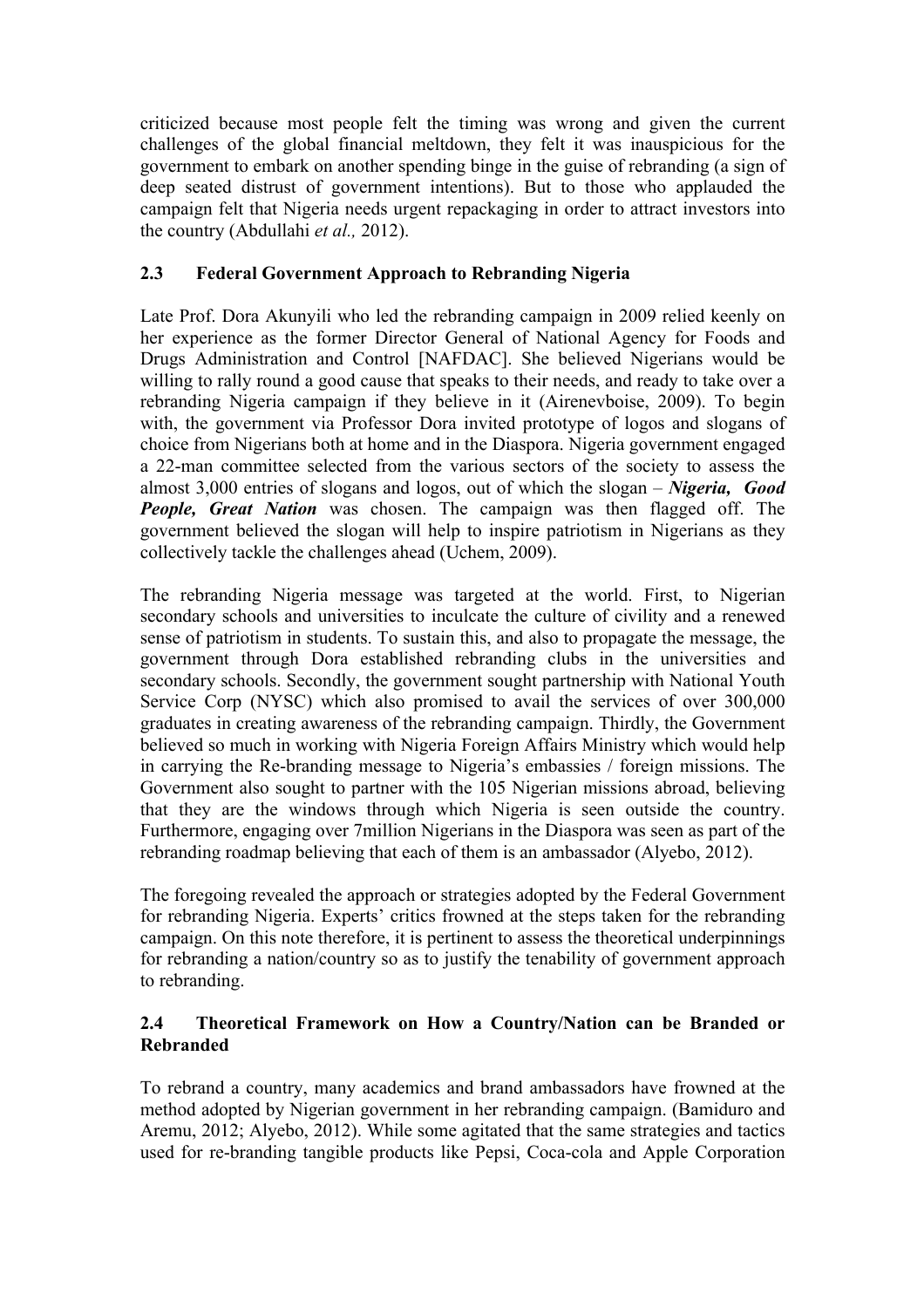criticized because most people felt the timing was wrong and given the current challenges of the global financial meltdown, they felt it was inauspicious for the government to embark on another spending binge in the guise of rebranding (a sign of deep seated distrust of government intentions). But to those who applauded the campaign felt that Nigeria needs urgent repackaging in order to attract investors into the country (Abdullahi *et al.,* 2012).

## 2.3 Federal Government Approach to Rebranding Nigeria

Late Prof. Dora Akunyili who led the rebranding campaign in 2009 relied keenly on her experience as the former Director General of National Agency for Foods and Drugs Administration and Control [NAFDAC]. She believed Nigerians would be willing to rally round a good cause that speaks to their needs, and ready to take over a rebranding Nigeria campaign if they believe in it (Airenevboise, 2009). To begin with, the government via Professor Dora invited prototype of logos and slogans of choice from Nigerians both at home and in the Diaspora. Nigeria government engaged a 22-man committee selected from the various sectors of the society to assess the almost 3,000 entries of slogans and logos, out of which the slogan – ***Nigeria, Good People, Great Nation*** was chosen. The campaign was then flagged off. The government believed the slogan will help to inspire patriotism in Nigerians as they collectively tackle the challenges ahead (Uchem, 2009).

The rebranding Nigeria message was targeted at the world. First, to Nigerian secondary schools and universities to inculcate the culture of civility and a renewed sense of patriotism in students. To sustain this, and also to propagate the message, the government through Dora established rebranding clubs in the universities and secondary schools. Secondly, the government sought partnership with National Youth Service Corp (NYSC) which also promised to avail the services of over 300,000 graduates in creating awareness of the rebranding campaign. Thirdly, the Government believed so much in working with Nigeria Foreign Affairs Ministry which would help in carrying the Re-branding message to Nigeria's embassies / foreign missions. The Government also sought to partner with the 105 Nigerian missions abroad, believing that they are the windows through which Nigeria is seen outside the country. Furthermore, engaging over 7million Nigerians in the Diaspora was seen as part of the rebranding roadmap believing that each of them is an ambassador (Alyebo, 2012).

The foregoing revealed the approach or strategies adopted by the Federal Government for rebranding Nigeria. Experts' critics frowned at the steps taken for the rebranding campaign. On this note therefore, it is pertinent to assess the theoretical underpinnings for rebranding a nation/country so as to justify the tenability of government approach to rebranding.

## 2.4 Theoretical Framework on How a Country/Nation can be Branded or Rebranded

To rebrand a country, many academics and brand ambassadors have frowned at the method adopted by Nigerian government in her rebranding campaign. (Bamiduro and Aremu, 2012; Alyebo, 2012). While some agitated that the same strategies and tactics used for re-branding tangible products like Pepsi, Coca-cola and Apple Corporation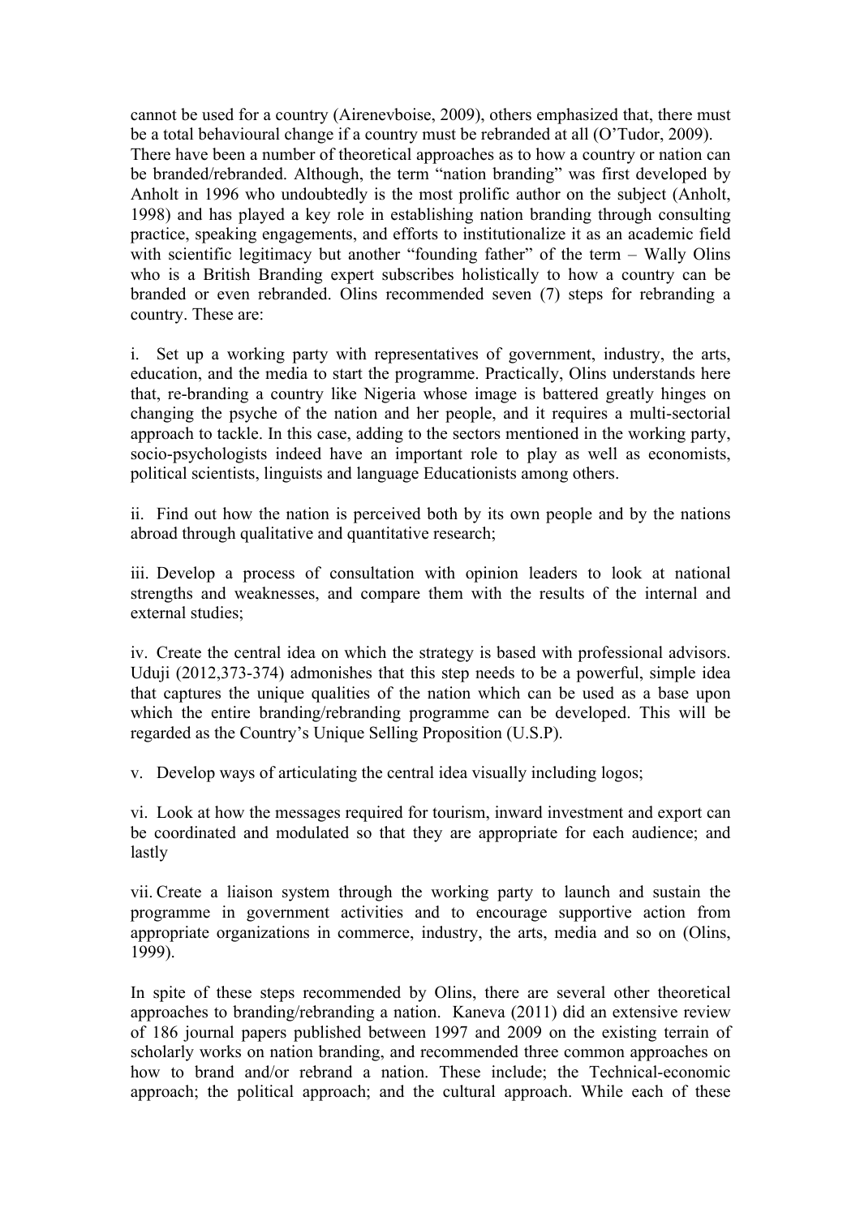cannot be used for a country (Airenevboise, 2009), others emphasized that, there must be a total behavioural change if a country must be rebranded at all (O'Tudor, 2009).
There have been a number of theoretical approaches as to how a country or nation can be branded/rebranded. Although, the term "nation branding" was first developed by Anholt in 1996 who undoubtedly is the most prolific author on the subject (Anholt, 1998) and has played a key role in establishing nation branding through consulting practice, speaking engagements, and efforts to institutionalize it as an academic field with scientific legitimacy but another "founding father" of the term – Wally Olins who is a British Branding expert subscribes holistically to how a country can be branded or even rebranded. Olins recommended seven (7) steps for rebranding a country. These are:

i. Set up a working party with representatives of government, industry, the arts, education, and the media to start the programme. Practically, Olins understands here that, re-branding a country like Nigeria whose image is battered greatly hinges on changing the psyche of the nation and her people, and it requires a multi-sectorial approach to tackle. In this case, adding to the sectors mentioned in the working party, socio-psychologists indeed have an important role to play as well as economists, political scientists, linguists and language Educationists among others.

ii. Find out how the nation is perceived both by its own people and by the nations abroad through qualitative and quantitative research;

iii. Develop a process of consultation with opinion leaders to look at national strengths and weaknesses, and compare them with the results of the internal and external studies;

iv. Create the central idea on which the strategy is based with professional advisors. Uduji (2012,373-374) admonishes that this step needs to be a powerful, simple idea that captures the unique qualities of the nation which can be used as a base upon which the entire branding/rebranding programme can be developed. This will be regarded as the Country's Unique Selling Proposition (U.S.P).

v. Develop ways of articulating the central idea visually including logos;

vi. Look at how the messages required for tourism, inward investment and export can be coordinated and modulated so that they are appropriate for each audience; and lastly

vii. Create a liaison system through the working party to launch and sustain the programme in government activities and to encourage supportive action from appropriate organizations in commerce, industry, the arts, media and so on (Olins, 1999).

In spite of these steps recommended by Olins, there are several other theoretical approaches to branding/rebranding a nation. Kaneva (2011) did an extensive review of 186 journal papers published between 1997 and 2009 on the existing terrain of scholarly works on nation branding, and recommended three common approaches on how to brand and/or rebrand a nation. These include; the Technical-economic approach; the political approach; and the cultural approach. While each of these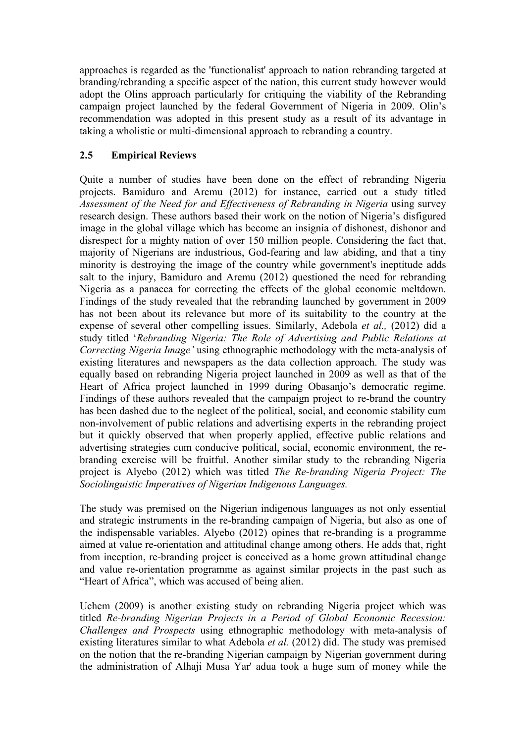approaches is regarded as the 'functionalist' approach to nation rebranding targeted at branding/rebranding a specific aspect of the nation, this current study however would adopt the Olins approach particularly for critiquing the viability of the Rebranding campaign project launched by the federal Government of Nigeria in 2009. Olin's recommendation was adopted in this present study as a result of its advantage in taking a wholistic or multi-dimensional approach to rebranding a country.

## 2.5 Empirical Reviews

Quite a number of studies have been done on the effect of rebranding Nigeria projects. Bamiduro and Aremu (2012) for instance, carried out a study titled *Assessment of the Need for and Effectiveness of Rebranding in Nigeria* using survey research design. These authors based their work on the notion of Nigeria's disfigured image in the global village which has become an insignia of dishonest, dishonor and disrespect for a mighty nation of over 150 million people. Considering the fact that, majority of Nigerians are industrious, God-fearing and law abiding, and that a tiny minority is destroying the image of the country while government's ineptitude adds salt to the injury, Bamiduro and Aremu (2012) questioned the need for rebranding Nigeria as a panacea for correcting the effects of the global economic meltdown. Findings of the study revealed that the rebranding launched by government in 2009 has not been about its relevance but more of its suitability to the country at the expense of several other compelling issues. Similarly, Adebola *et al.,* (2012) did a study titled '*Rebranding Nigeria: The Role of Advertising and Public Relations at Correcting Nigeria Image'* using ethnographic methodology with the meta-analysis of existing literatures and newspapers as the data collection approach. The study was equally based on rebranding Nigeria project launched in 2009 as well as that of the Heart of Africa project launched in 1999 during Obasanjo's democratic regime. Findings of these authors revealed that the campaign project to re-brand the country has been dashed due to the neglect of the political, social, and economic stability cum non-involvement of public relations and advertising experts in the rebranding project but it quickly observed that when properly applied, effective public relations and advertising strategies cum conducive political, social, economic environment, the re-branding exercise will be fruitful. Another similar study to the rebranding Nigeria project is Alyebo (2012) which was titled *The Re-branding Nigeria Project: The Sociolinguistic Imperatives of Nigerian Indigenous Languages.*

The study was premised on the Nigerian indigenous languages as not only essential and strategic instruments in the re-branding campaign of Nigeria, but also as one of the indispensable variables. Alyebo (2012) opines that re-branding is a programme aimed at value re-orientation and attitudinal change among others. He adds that, right from inception, re-branding project is conceived as a home grown attitudinal change and value re-orientation programme as against similar projects in the past such as "Heart of Africa", which was accused of being alien.

Uchem (2009) is another existing study on rebranding Nigeria project which was titled *Re-branding Nigerian Projects in a Period of Global Economic Recession: Challenges and Prospects* using ethnographic methodology with meta-analysis of existing literatures similar to what Adebola *et al.* (2012) did. The study was premised on the notion that the re-branding Nigerian campaign by Nigerian government during the administration of Alhaji Musa Yar' adua took a huge sum of money while the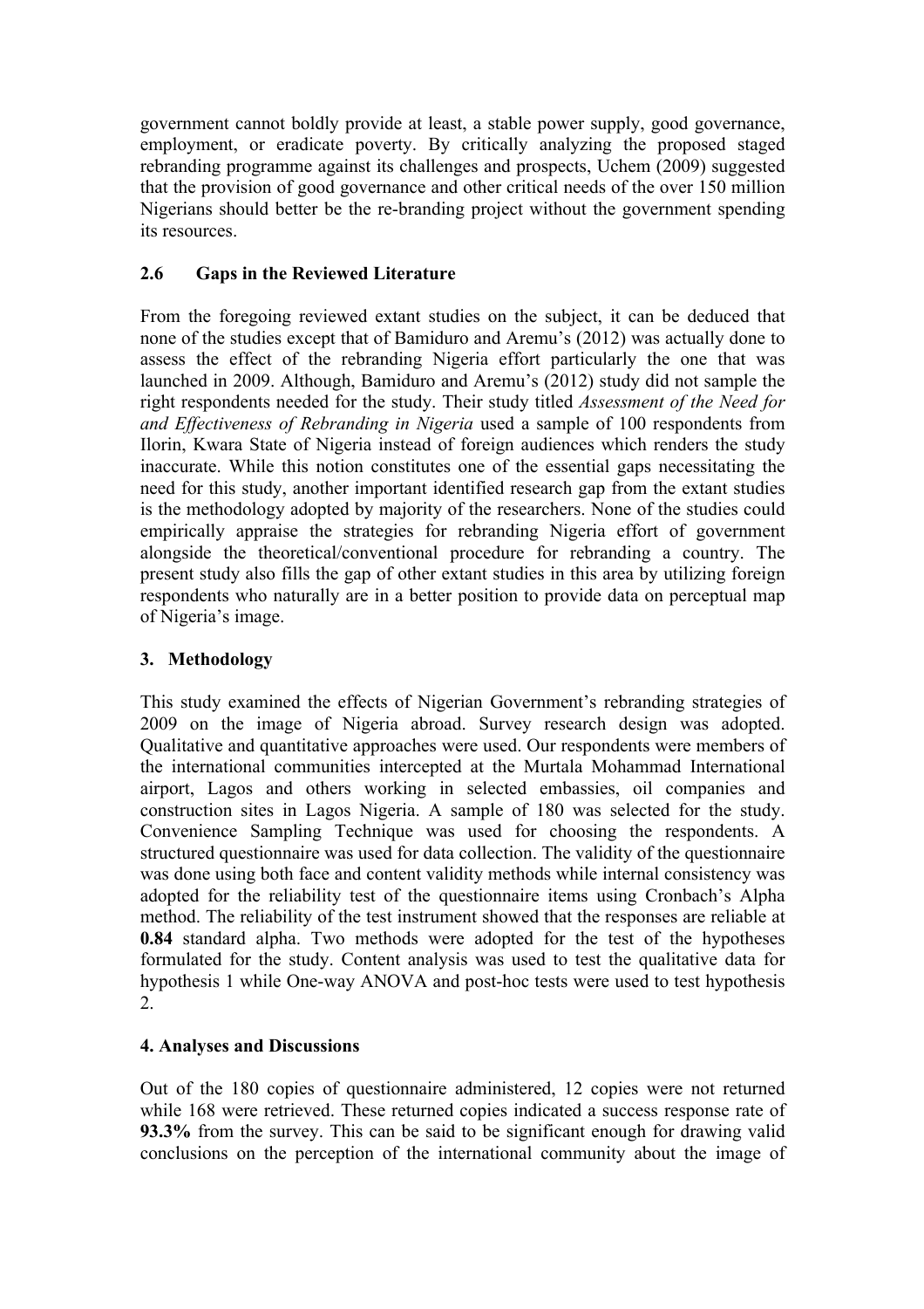government cannot boldly provide at least, a stable power supply, good governance, employment, or eradicate poverty. By critically analyzing the proposed staged rebranding programme against its challenges and prospects, Uchem (2009) suggested that the provision of good governance and other critical needs of the over 150 million Nigerians should better be the re-branding project without the government spending its resources.

### 2.6 Gaps in the Reviewed Literature

From the foregoing reviewed extant studies on the subject, it can be deduced that none of the studies except that of Bamiduro and Aremu's (2012) was actually done to assess the effect of the rebranding Nigeria effort particularly the one that was launched in 2009. Although, Bamiduro and Aremu's (2012) study did not sample the right respondents needed for the study. Their study titled *Assessment of the Need for and Effectiveness of Rebranding in Nigeria* used a sample of 100 respondents from Ilorin, Kwara State of Nigeria instead of foreign audiences which renders the study inaccurate. While this notion constitutes one of the essential gaps necessitating the need for this study, another important identified research gap from the extant studies is the methodology adopted by majority of the researchers. None of the studies could empirically appraise the strategies for rebranding Nigeria effort of government alongside the theoretical/conventional procedure for rebranding a country. The present study also fills the gap of other extant studies in this area by utilizing foreign respondents who naturally are in a better position to provide data on perceptual map of Nigeria's image.

## 3. Methodology

This study examined the effects of Nigerian Government's rebranding strategies of 2009 on the image of Nigeria abroad. Survey research design was adopted. Qualitative and quantitative approaches were used. Our respondents were members of the international communities intercepted at the Murtala Mohammad International airport, Lagos and others working in selected embassies, oil companies and construction sites in Lagos Nigeria. A sample of 180 was selected for the study. Convenience Sampling Technique was used for choosing the respondents. A structured questionnaire was used for data collection. The validity of the questionnaire was done using both face and content validity methods while internal consistency was adopted for the reliability test of the questionnaire items using Cronbach's Alpha method. The reliability of the test instrument showed that the responses are reliable at **0.84** standard alpha. Two methods were adopted for the test of the hypotheses formulated for the study. Content analysis was used to test the qualitative data for hypothesis 1 while One-way ANOVA and post-hoc tests were used to test hypothesis 2.

## 4. Analyses and Discussions

Out of the 180 copies of questionnaire administered, 12 copies were not returned while 168 were retrieved. These returned copies indicated a success response rate of **93.3%** from the survey. This can be said to be significant enough for drawing valid conclusions on the perception of the international community about the image of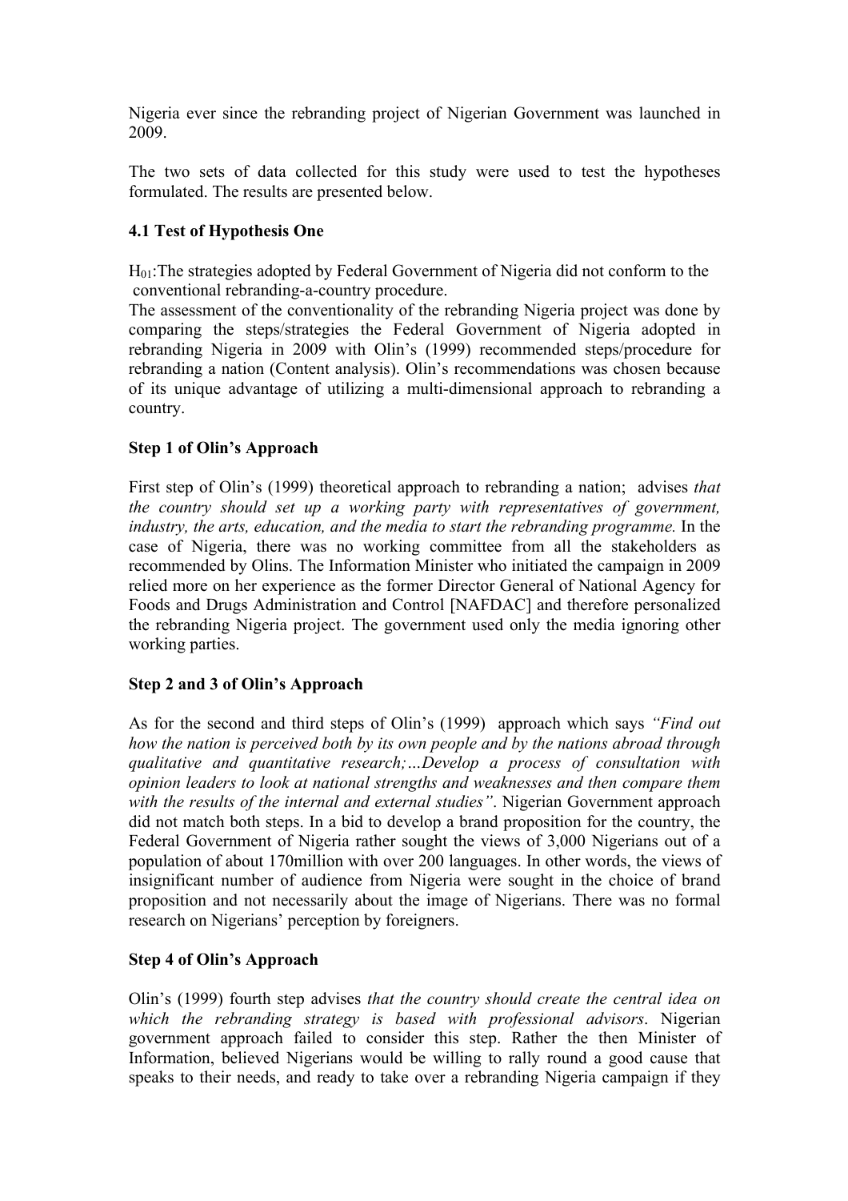Nigeria ever since the rebranding project of Nigerian Government was launched in 2009.

The two sets of data collected for this study were used to test the hypotheses formulated. The results are presented below.

### 4.1 Test of Hypothesis One

$H_{01}$:The strategies adopted by Federal Government of Nigeria did not conform to the conventional rebranding-a-country procedure.

The assessment of the conventionality of the rebranding Nigeria project was done by comparing the steps/strategies the Federal Government of Nigeria adopted in rebranding Nigeria in 2009 with Olin's (1999) recommended steps/procedure for rebranding a nation (Content analysis). Olin's recommendations was chosen because of its unique advantage of utilizing a multi-dimensional approach to rebranding a country.

### Step 1 of Olin's Approach

First step of Olin's (1999) theoretical approach to rebranding a nation; advises *that the country should set up a working party with representatives of government, industry, the arts, education, and the media to start the rebranding programme.* In the case of Nigeria, there was no working committee from all the stakeholders as recommended by Olins. The Information Minister who initiated the campaign in 2009 relied more on her experience as the former Director General of National Agency for Foods and Drugs Administration and Control [NAFDAC] and therefore personalized the rebranding Nigeria project. The government used only the media ignoring other working parties.

### Step 2 and 3 of Olin's Approach

As for the second and third steps of Olin's (1999) approach which says *"Find out how the nation is perceived both by its own people and by the nations abroad through qualitative and quantitative research;…Develop a process of consultation with opinion leaders to look at national strengths and weaknesses and then compare them with the results of the internal and external studies"*. Nigerian Government approach did not match both steps. In a bid to develop a brand proposition for the country, the Federal Government of Nigeria rather sought the views of 3,000 Nigerians out of a population of about 170million with over 200 languages. In other words, the views of insignificant number of audience from Nigeria were sought in the choice of brand proposition and not necessarily about the image of Nigerians. There was no formal research on Nigerians' perception by foreigners.

### Step 4 of Olin's Approach

Olin's (1999) fourth step advises *that the country should create the central idea on which the rebranding strategy is based with professional advisors*. Nigerian government approach failed to consider this step. Rather the then Minister of Information, believed Nigerians would be willing to rally round a good cause that speaks to their needs, and ready to take over a rebranding Nigeria campaign if they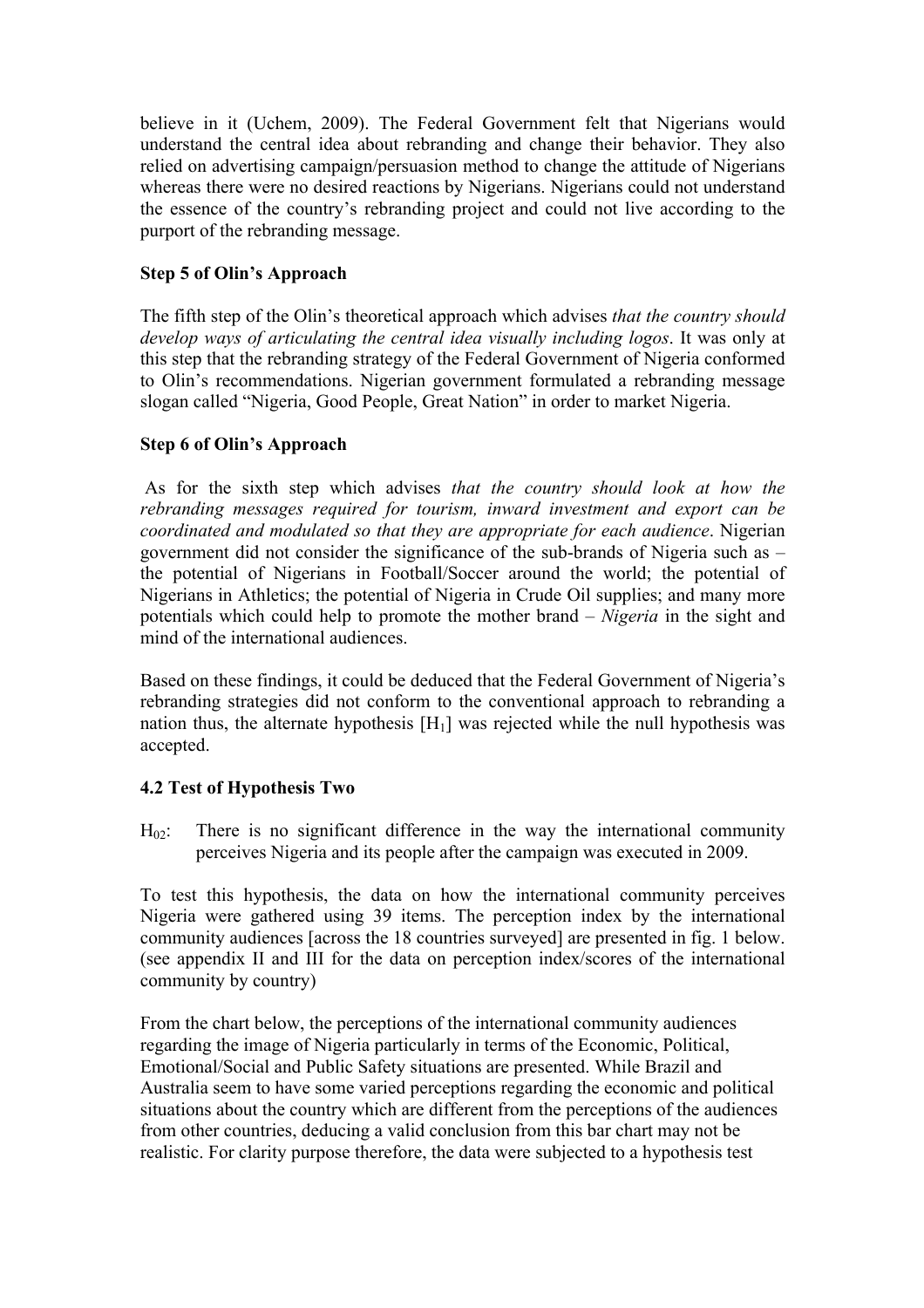believe in it (Uchem, 2009). The Federal Government felt that Nigerians would understand the central idea about rebranding and change their behavior. They also relied on advertising campaign/persuasion method to change the attitude of Nigerians whereas there were no desired reactions by Nigerians. Nigerians could not understand the essence of the country's rebranding project and could not live according to the purport of the rebranding message.

**Step 5 of Olin's Approach**

The fifth step of the Olin's theoretical approach which advises *that the country should develop ways of articulating the central idea visually including logos*. It was only at this step that the rebranding strategy of the Federal Government of Nigeria conformed to Olin's recommendations. Nigerian government formulated a rebranding message slogan called "Nigeria, Good People, Great Nation" in order to market Nigeria.

**Step 6 of Olin's Approach**

As for the sixth step which advises *that the country should look at how the rebranding messages required for tourism, inward investment and export can be coordinated and modulated so that they are appropriate for each audience*. Nigerian government did not consider the significance of the sub-brands of Nigeria such as – the potential of Nigerians in Football/Soccer around the world; the potential of Nigerians in Athletics; the potential of Nigeria in Crude Oil supplies; and many more potentials which could help to promote the mother brand – *Nigeria* in the sight and mind of the international audiences.

Based on these findings, it could be deduced that the Federal Government of Nigeria's rebranding strategies did not conform to the conventional approach to rebranding a nation thus, the alternate hypothesis [$H_1$] was rejected while the null hypothesis was accepted.

**4.2 Test of Hypothesis Two**

$H_{02}$: There is no significant difference in the way the international community perceives Nigeria and its people after the campaign was executed in 2009.

To test this hypothesis, the data on how the international community perceives Nigeria were gathered using 39 items. The perception index by the international community audiences [across the 18 countries surveyed] are presented in fig. 1 below. (see appendix II and III for the data on perception index/scores of the international community by country)

From the chart below, the perceptions of the international community audiences regarding the image of Nigeria particularly in terms of the Economic, Political, Emotional/Social and Public Safety situations are presented. While Brazil and Australia seem to have some varied perceptions regarding the economic and political situations about the country which are different from the perceptions of the audiences from other countries, deducing a valid conclusion from this bar chart may not be realistic. For clarity purpose therefore, the data were subjected to a hypothesis test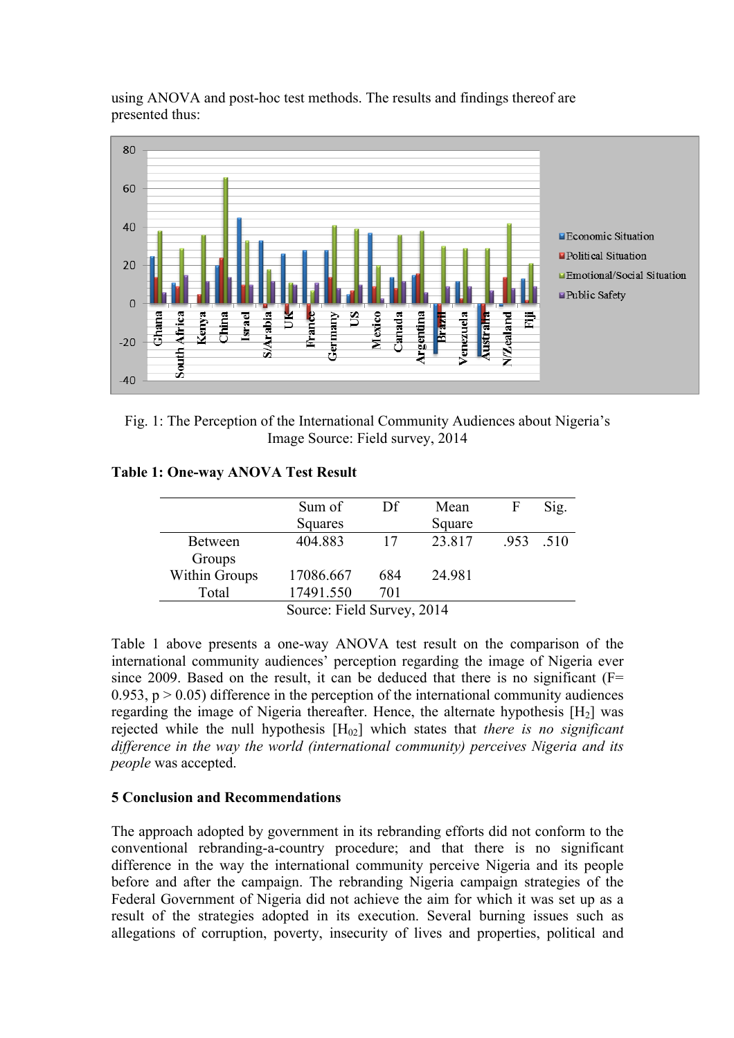using ANOVA and post-hoc test methods. The results and findings thereof are presented thus:

Fig. 1: The Perception of the International Community Audiences about Nigeria's Image Source: Field survey, 2014

**Table 1: One-way ANOVA Test Result**

| | Sum of Squares | Df | Mean Square | F | Sig. |
|---|---|---|---|---|---|
| Between Groups | 404.883 | 17 | 23.817 | .953 | .510 |
| Within Groups | 17086.667 | 684 | 24.981 | | |
| Total | 17491.550 | 701 | | | |

Source: Field Survey, 2014

Table 1 above presents a one-way ANOVA test result on the comparison of the international community audiences' perception regarding the image of Nigeria ever since 2009. Based on the result, it can be deduced that there is no significant ($F= 0.953$, $p > 0.05$) difference in the perception of the international community audiences regarding the image of Nigeria thereafter. Hence, the alternate hypothesis [$H_2$] was rejected while the null hypothesis [$H_{02}$] which states that *there is no significant difference in the way the world (international community) perceives Nigeria and its people* was accepted.

## 5 Conclusion and Recommendations

The approach adopted by government in its rebranding efforts did not conform to the conventional rebranding-a-country procedure; and that there is no significant difference in the way the international community perceive Nigeria and its people before and after the campaign. The rebranding Nigeria campaign strategies of the Federal Government of Nigeria did not achieve the aim for which it was set up as a result of the strategies adopted in its execution. Several burning issues such as allegations of corruption, poverty, insecurity of lives and properties, political and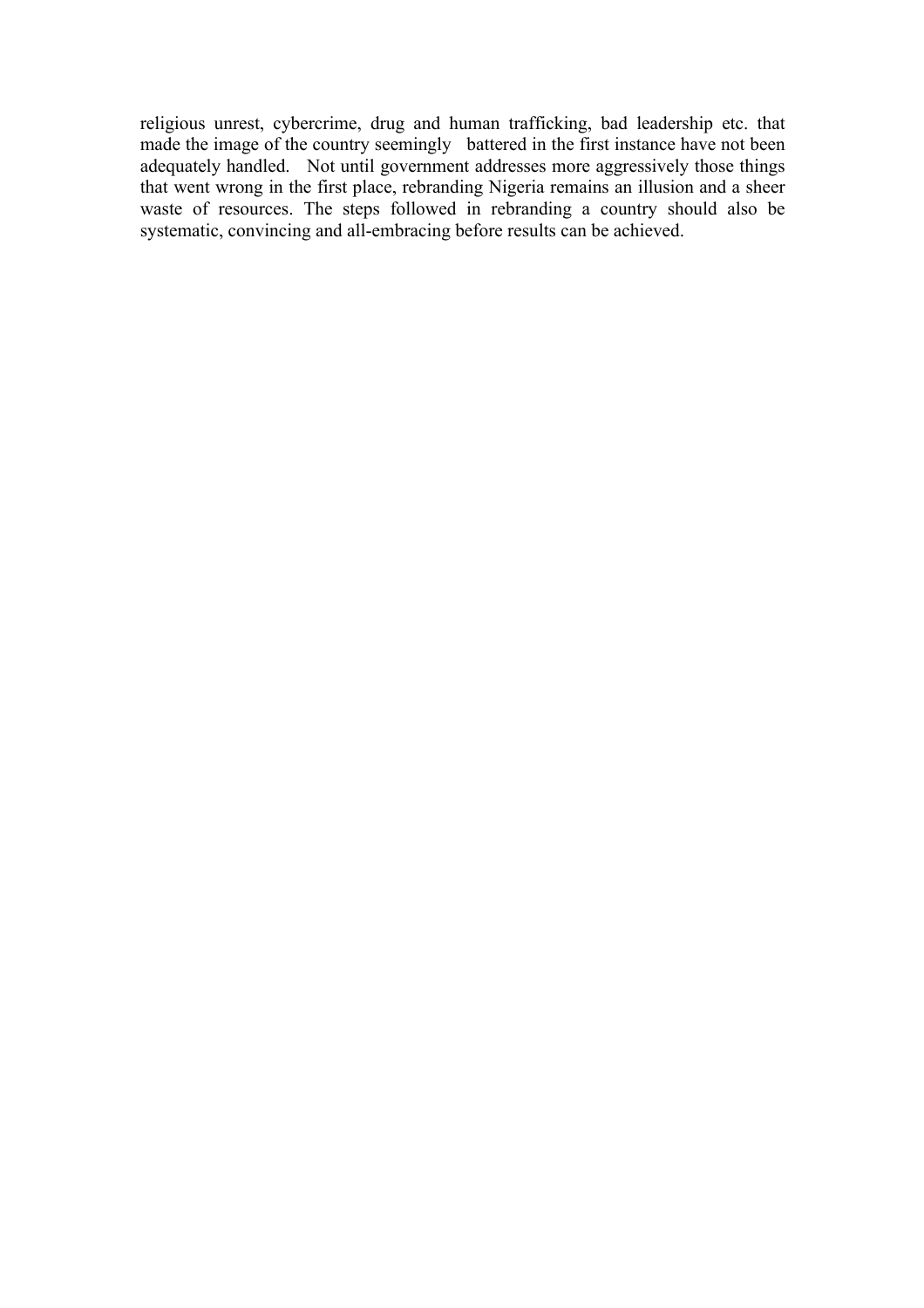religious unrest, cybercrime, drug and human trafficking, bad leadership etc. that made the image of the country seemingly battered in the first instance have not been adequately handled. Not until government addresses more aggressively those things that went wrong in the first place, rebranding Nigeria remains an illusion and a sheer waste of resources. The steps followed in rebranding a country should also be systematic, convincing and all-embracing before results can be achieved.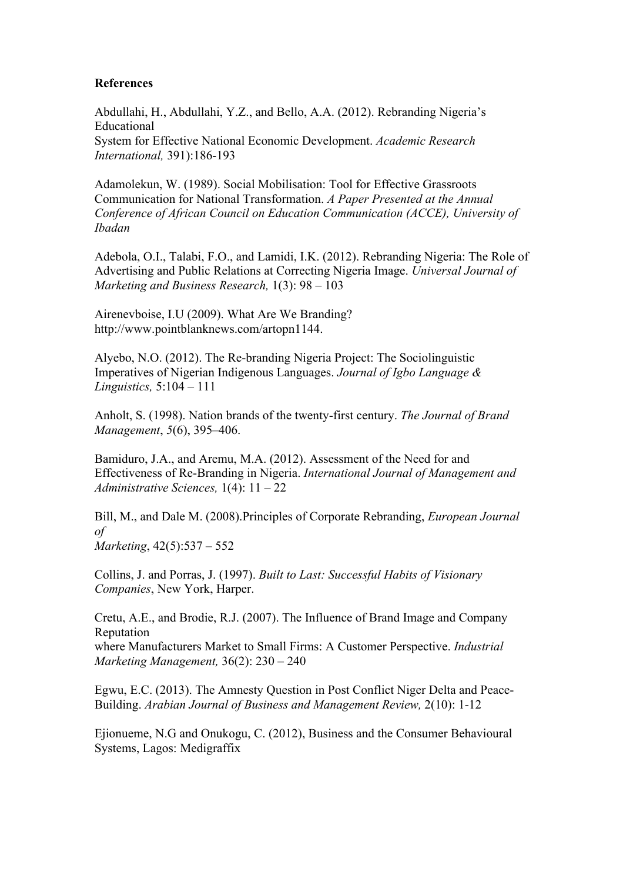**References**

Abdullahi, H., Abdullahi, Y.Z., and Bello, A.A. (2012). Rebranding Nigeria's Educational System for Effective National Economic Development. *Academic Research International,* 391):186-193

Adamolekun, W. (1989). Social Mobilisation: Tool for Effective Grassroots Communication for National Transformation. *A Paper Presented at the Annual Conference of African Council on Education Communication (ACCE), University of Ibadan*

Adebola, O.I., Talabi, F.O., and Lamidi, I.K. (2012). Rebranding Nigeria: The Role of Advertising and Public Relations at Correcting Nigeria Image. *Universal Journal of Marketing and Business Research,* 1(3): 98 – 103

Airenevboise, I.U (2009). What Are We Branding? http://www.pointblanknews.com/artopn1144.

Alyebo, N.O. (2012). The Re-branding Nigeria Project: The Sociolinguistic Imperatives of Nigerian Indigenous Languages. *Journal of Igbo Language & Linguistics,* 5:104 – 111

Anholt, S. (1998). Nation brands of the twenty-first century. *The Journal of Brand Management*, *5*(6), 395–406.

Bamiduro, J.A., and Aremu, M.A. (2012). Assessment of the Need for and Effectiveness of Re-Branding in Nigeria. *International Journal of Management and Administrative Sciences,* 1(4): 11 – 22

Bill, M., and Dale M. (2008).Principles of Corporate Rebranding, *European Journal of Marketing*, 42(5):537 – 552

Collins, J. and Porras, J. (1997). *Built to Last: Successful Habits of Visionary Companies*, New York, Harper.

Cretu, A.E., and Brodie, R.J. (2007). The Influence of Brand Image and Company Reputation where Manufacturers Market to Small Firms: A Customer Perspective. *Industrial Marketing Management,* 36(2): 230 – 240

Egwu, E.C. (2013). The Amnesty Question in Post Conflict Niger Delta and Peace-Building. *Arabian Journal of Business and Management Review,* 2(10): 1-12

Ejionueme, N.G and Onukogu, C. (2012), Business and the Consumer Behavioural Systems, Lagos: Medigraffix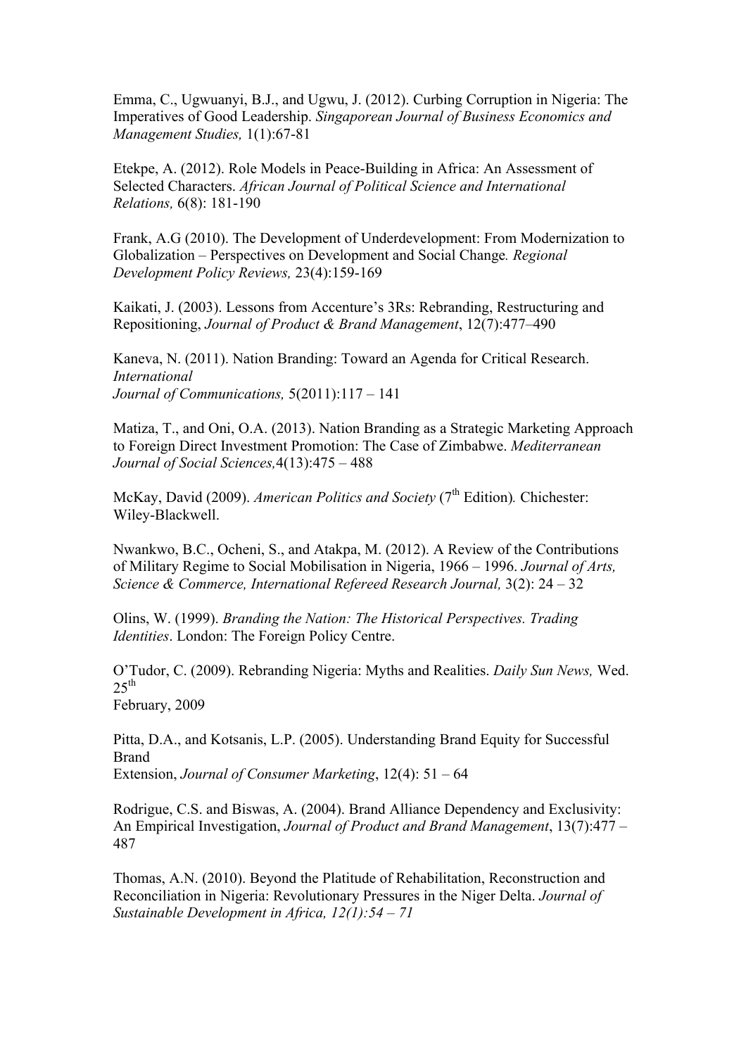Emma, C., Ugwuanyi, B.J., and Ugwu, J. (2012). Curbing Corruption in Nigeria: The Imperatives of Good Leadership. *Singaporean Journal of Business Economics and Management Studies,* 1(1):67-81

Etekpe, A. (2012). Role Models in Peace-Building in Africa: An Assessment of Selected Characters. *African Journal of Political Science and International Relations,* 6(8): 181-190

Frank, A.G (2010). The Development of Underdevelopment: From Modernization to Globalization – Perspectives on Development and Social Change*. Regional Development Policy Reviews,* 23(4):159-169

Kaikati, J. (2003). Lessons from Accenture's 3Rs: Rebranding, Restructuring and Repositioning, *Journal of Product & Brand Management*, 12(7):477–490

Kaneva, N. (2011). Nation Branding: Toward an Agenda for Critical Research. *International Journal of Communications,* 5(2011):117 – 141

Matiza, T., and Oni, O.A. (2013). Nation Branding as a Strategic Marketing Approach to Foreign Direct Investment Promotion: The Case of Zimbabwe. *Mediterranean Journal of Social Sciences,*4(13):475 – 488

McKay, David (2009). *American Politics and Society* (7th Edition)*.* Chichester: Wiley-Blackwell.

Nwankwo, B.C., Ocheni, S., and Atakpa, M. (2012). A Review of the Contributions of Military Regime to Social Mobilisation in Nigeria, 1966 – 1996. *Journal of Arts, Science & Commerce, International Refereed Research Journal,* 3(2): 24 – 32

Olins, W. (1999). *Branding the Nation: The Historical Perspectives. Trading Identities*. London: The Foreign Policy Centre.

O'Tudor, C. (2009). Rebranding Nigeria: Myths and Realities. *Daily Sun News,* Wed. 25th February, 2009

Pitta, D.A., and Kotsanis, L.P. (2005). Understanding Brand Equity for Successful Brand Extension, *Journal of Consumer Marketing*, 12(4): 51 – 64

Rodrigue, C.S. and Biswas, A. (2004). Brand Alliance Dependency and Exclusivity: An Empirical Investigation, *Journal of Product and Brand Management*, 13(7):477 – 487

Thomas, A.N. (2010). Beyond the Platitude of Rehabilitation, Reconstruction and Reconciliation in Nigeria: Revolutionary Pressures in the Niger Delta. *Journal of Sustainable Development in Africa, 12(1):54 – 71*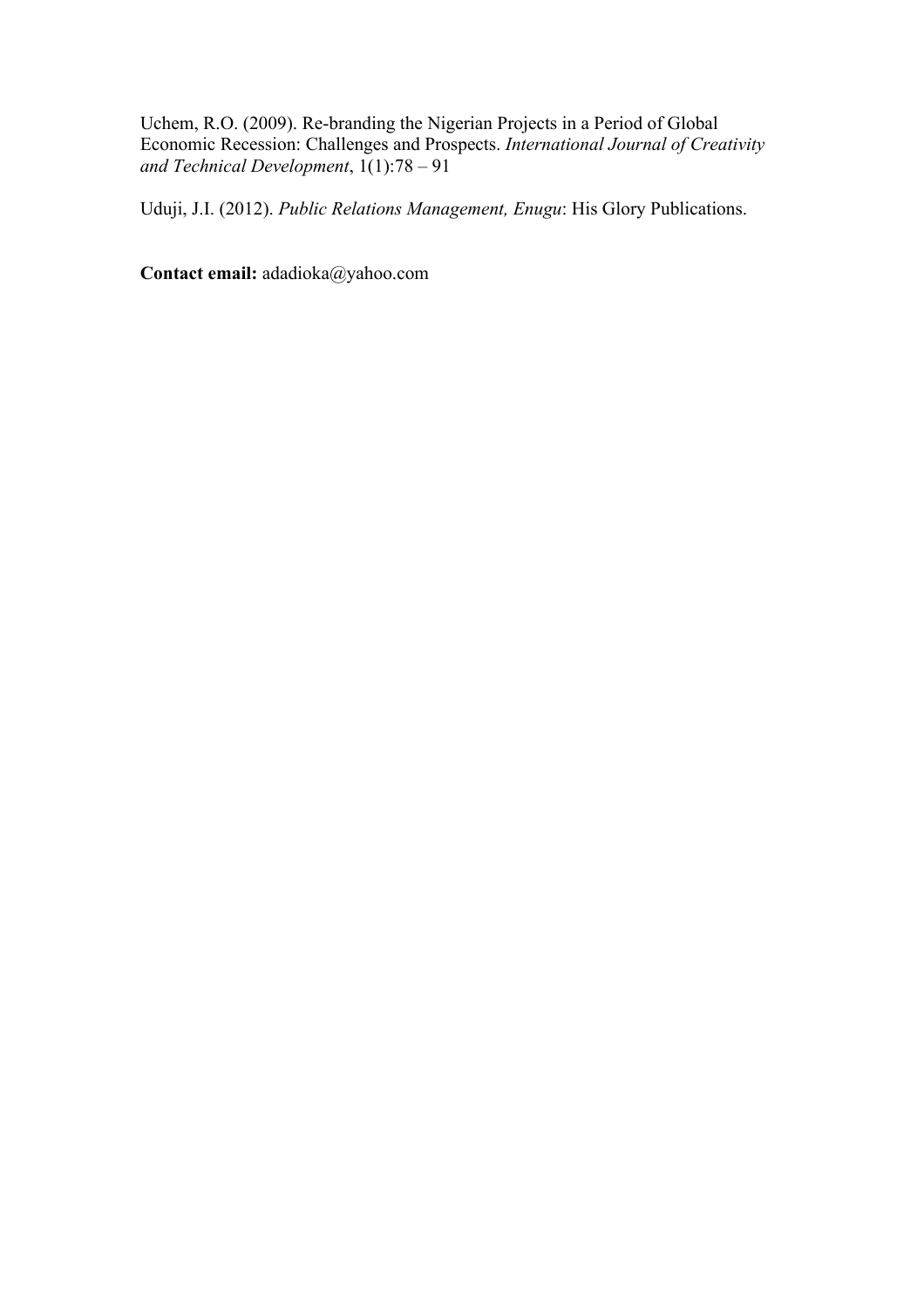Uchem, R.O. (2009). Re-branding the Nigerian Projects in a Period of Global Economic Recession: Challenges and Prospects. *International Journal of Creativity and Technical Development*, 1(1):78 – 91

Uduji, J.I. (2012). *Public Relations Management, Enugu*: His Glory Publications.

**Contact email:** adadioka@yahoo.com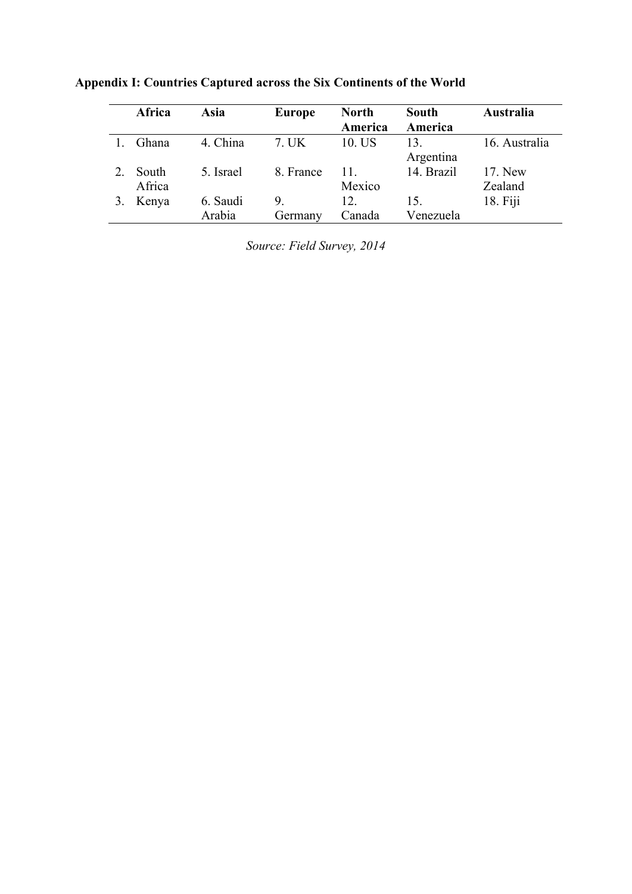**Appendix I: Countries Captured across the Six Continents of the World**

| | Africa | Asia | Europe | North America | South America | Australia |
|---|---|---|---|---|---|---|
| 1. | Ghana | 4. China | 7. UK | 10. US | 13. Argentina | 16. Australia |
| 2. | South Africa | 5. Israel | 8. France | 11. Mexico | 14. Brazil | 17. New Zealand |
| 3. | Kenya | 6. Saudi Arabia | 9. Germany | 12. Canada | 15. Venezuela | 18. Fiji |

*Source: Field Survey, 2014*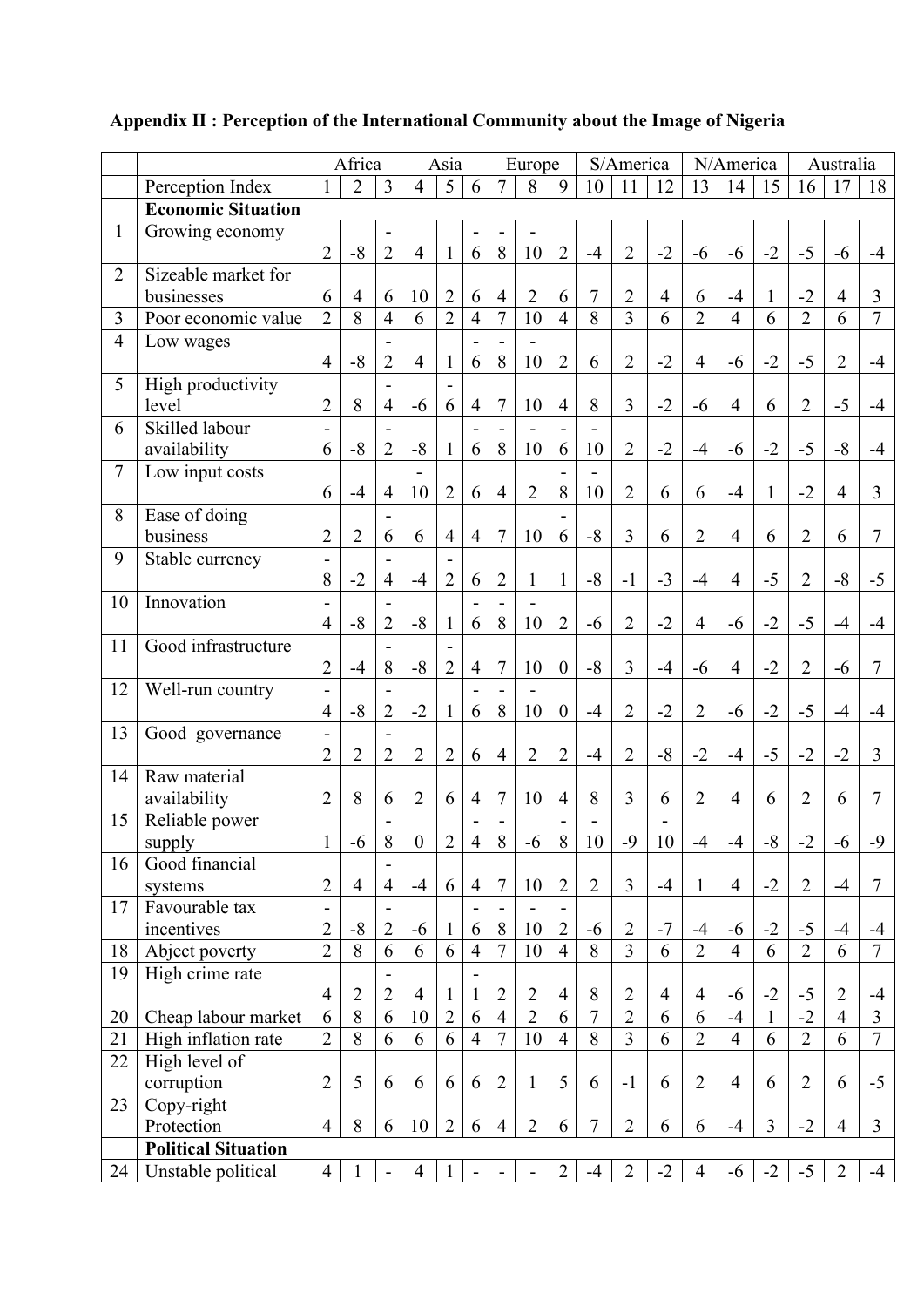**Appendix II : Perception of the International Community about the Image of Nigeria**

| | | Africa | | | Asia | | | Europe | | | S/America | | | N/America | | | Australia | | |
|---|---|---|---|---|---|---|---|---|---|---|---|---|---|---|---|---|---|---|---|
| | Perception Index | 1 | 2 | 3 | 4 | 5 | 6 | 7 | 8 | 9 | 10 | 11 | 12 | 13 | 14 | 15 | 16 | 17 | 18 |
| | **Economic Situation** | | | | | | | | | | | | | | | | | | |
| 1 | Growing economy | 2 | -8 | -2 | 4 | 1 | -6 | -8 | -10 | 2 | -4 | 2 | -2 | -6 | -6 | -2 | -5 | -6 | -4 |
| 2 | Sizeable market for businesses | 6 | 4 | 6 | 10 | 2 | 6 | 4 | 2 | 6 | 7 | 2 | 4 | 6 | -4 | 1 | -2 | 4 | 3 |
| 3 | Poor economic value | 2 | 8 | 4 | 6 | 2 | 4 | 7 | 10 | 4 | 8 | 3 | 6 | 2 | 4 | 6 | 2 | 6 | 7 |
| 4 | Low wages | 4 | -8 | -2 | 4 | 1 | -6 | -8 | -10 | 2 | 6 | 2 | -2 | 4 | -6 | -2 | -5 | 2 | -4 |
| 5 | High productivity level | 2 | 8 | -4 | -6 | -6 | 4 | 7 | 10 | 4 | 8 | 3 | -2 | -6 | 4 | 6 | 2 | -5 | -4 |
| 6 | Skilled labour availability | -6 | -8 | -2 | -8 | 1 | -6 | -8 | -10 | -6 | -10 | 2 | -2 | -4 | -6 | -2 | -5 | -8 | -4 |
| 7 | Low input costs | 6 | -4 | 4 | -10 | 2 | 6 | 4 | 2 | -8 | -10 | 2 | 6 | 6 | -4 | 1 | -2 | 4 | 3 |
| 8 | Ease of doing business | 2 | 2 | -6 | 6 | 4 | 4 | 7 | 10 | -6 | -8 | 3 | 6 | 2 | 4 | 6 | 2 | 6 | 7 |
| 9 | Stable currency | -8 | -2 | -4 | -4 | -2 | 6 | 2 | 1 | 1 | -8 | -1 | -3 | -4 | 4 | -5 | 2 | -8 | -5 |
| 10 | Innovation | -4 | -8 | -2 | -8 | 1 | -6 | -8 | -10 | 2 | -6 | 2 | -2 | 4 | -6 | -2 | -5 | -4 | -4 |
| 11 | Good infrastructure | 2 | -4 | -8 | -8 | -2 | 4 | 7 | 10 | 0 | -8 | 3 | -4 | -6 | 4 | -2 | 2 | -6 | 7 |
| 12 | Well-run country | -4 | -8 | -2 | -2 | 1 | -6 | -8 | -10 | 0 | -4 | 2 | -2 | 2 | -6 | -2 | -5 | -4 | -4 |
| 13 | Good governance | -2 | 2 | -2 | 2 | 2 | 6 | 4 | 2 | 2 | -4 | 2 | -8 | -2 | -4 | -5 | -2 | -2 | 3 |
| 14 | Raw material availability | 2 | 8 | 6 | 2 | 6 | 4 | 7 | 10 | 4 | 8 | 3 | 6 | 2 | 4 | 6 | 2 | 6 | 7 |
| 15 | Reliable power supply | 1 | -6 | -8 | 0 | 2 | -4 | -8 | -6 | -8 | -10 | -9 | -10 | -4 | -4 | -8 | -2 | -6 | -9 |
| 16 | Good financial systems | 2 | 4 | -4 | -4 | 6 | 4 | 7 | 10 | 2 | 2 | 3 | -4 | 1 | 4 | -2 | 2 | -4 | 7 |
| 17 | Favourable tax incentives | -2 | -8 | -2 | -6 | 1 | -6 | -8 | -10 | -2 | -6 | 2 | -7 | -4 | -6 | -2 | -5 | -4 | -4 |
| 18 | Abject poverty | 2 | 8 | 6 | 6 | 6 | 4 | 7 | 10 | 4 | 8 | 3 | 6 | 2 | 4 | 6 | 2 | 6 | 7 |
| 19 | High crime rate | 4 | 2 | -2 | 4 | 1 | -1 | 2 | 2 | 4 | 8 | 2 | 4 | 4 | -6 | -2 | -5 | 2 | -4 |
| 20 | Cheap labour market | 6 | 8 | 6 | 10 | 2 | 6 | 4 | 2 | 6 | 7 | 2 | 6 | 6 | -4 | 1 | -2 | 4 | 3 |
| 21 | High inflation rate | 2 | 8 | 6 | 6 | 6 | 4 | 7 | 10 | 4 | 8 | 3 | 6 | 2 | 4 | 6 | 2 | 6 | 7 |
| 22 | High level of corruption | 2 | 5 | 6 | 6 | 6 | 6 | 2 | 1 | 5 | 6 | -1 | 6 | 2 | 4 | 6 | 2 | 6 | -5 |
| 23 | Copy-right Protection | 4 | 8 | 6 | 10 | 2 | 6 | 4 | 2 | 6 | 7 | 2 | 6 | 6 | -4 | 3 | -2 | 4 | 3 |
| | **Political Situation** | | | | | | | | | | | | | | | | | | |
| 24 | Unstable political | 4 | 1 | - | 4 | 1 | - | - | - | 2 | -4 | 2 | -2 | 4 | -6 | -2 | -5 | 2 | -4 |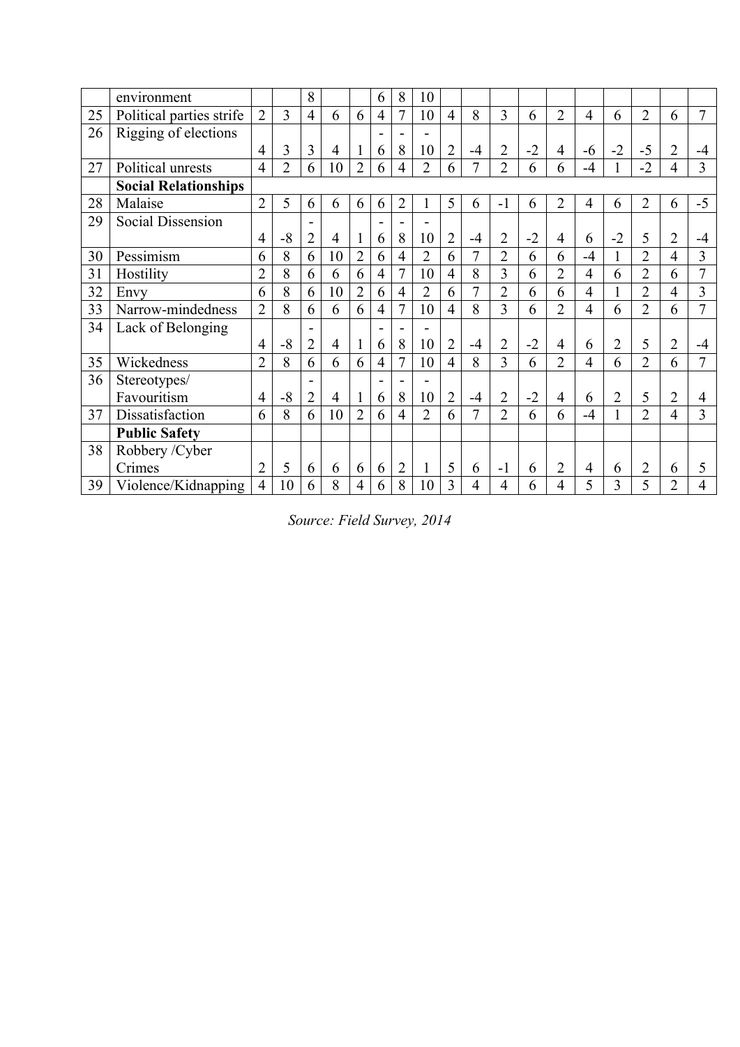| | | | | | | | | | | | | | | | | | | | |
|---|---|---|---|---|---|---|---|---|---|---|---|---|---|---|---|---|---|---|---|
| | environment | | | 8 | | | 6 | 8 | 10 | | | | | | | | | | |
| 25 | Political parties strife | 2 | 3 | 4 | 6 | 6 | 4 | 7 | 10 | 4 | 8 | 3 | 6 | 2 | 4 | 6 | 2 | 6 | 7 |
| 26 | Rigging of elections | 4 | 3 | 3 | 4 | 1 | -6 | -8 | -10 | 2 | -4 | 2 | -2 | 4 | -6 | -2 | -5 | 2 | -4 |
| 27 | Political unrests | 4 | 2 | 6 | 10 | 2 | 6 | 4 | 2 | 6 | 7 | 2 | 6 | 6 | -4 | 1 | -2 | 4 | 3 |
| | **Social Relationships** | | | | | | | | | | | | | | | | | | |
| 28 | Malaise | 2 | 5 | 6 | 6 | 6 | 6 | 2 | 1 | 5 | 6 | -1 | 6 | 2 | 4 | 6 | 2 | 6 | -5 |
| 29 | Social Dissension | 4 | -8 | -2 | 4 | 1 | -6 | -8 | -10 | 2 | -4 | 2 | -2 | 4 | 6 | -2 | 5 | 2 | -4 |
| 30 | Pessimism | 6 | 8 | 6 | 10 | 2 | 6 | 4 | 2 | 6 | 7 | 2 | 6 | 6 | -4 | 1 | 2 | 4 | 3 |
| 31 | Hostility | 2 | 8 | 6 | 6 | 6 | 4 | 7 | 10 | 4 | 8 | 3 | 6 | 2 | 4 | 6 | 2 | 6 | 7 |
| 32 | Envy | 6 | 8 | 6 | 10 | 2 | 6 | 4 | 2 | 6 | 7 | 2 | 6 | 6 | 4 | 1 | 2 | 4 | 3 |
| 33 | Narrow-mindedness | 2 | 8 | 6 | 6 | 6 | 4 | 7 | 10 | 4 | 8 | 3 | 6 | 2 | 4 | 6 | 2 | 6 | 7 |
| 34 | Lack of Belonging | 4 | -8 | -2 | 4 | 1 | -6 | -8 | -10 | 2 | -4 | 2 | -2 | 4 | 6 | 2 | 5 | 2 | -4 |
| 35 | Wickedness | 2 | 8 | 6 | 6 | 6 | 4 | 7 | 10 | 4 | 8 | 3 | 6 | 2 | 4 | 6 | 2 | 6 | 7 |
| 36 | Stereotypes/ Favouritism | 4 | -8 | -2 | 4 | 1 | -6 | -8 | -10 | 2 | -4 | 2 | -2 | 4 | 6 | 2 | 5 | 2 | 4 |
| 37 | Dissatisfaction | 6 | 8 | 6 | 10 | 2 | 6 | 4 | 2 | 6 | 7 | 2 | 6 | 6 | -4 | 1 | 2 | 4 | 3 |
| | **Public Safety** | | | | | | | | | | | | | | | | | | |
| 38 | Robbery /Cyber Crimes | 2 | 5 | 6 | 6 | 6 | 6 | 2 | 1 | 5 | 6 | -1 | 6 | 2 | 4 | 6 | 2 | 6 | 5 |
| 39 | Violence/Kidnapping | 4 | 10 | 6 | 8 | 4 | 6 | 8 | 10 | 3 | 4 | 4 | 6 | 4 | 5 | 3 | 5 | 2 | 4 |

*Source: Field Survey, 2014*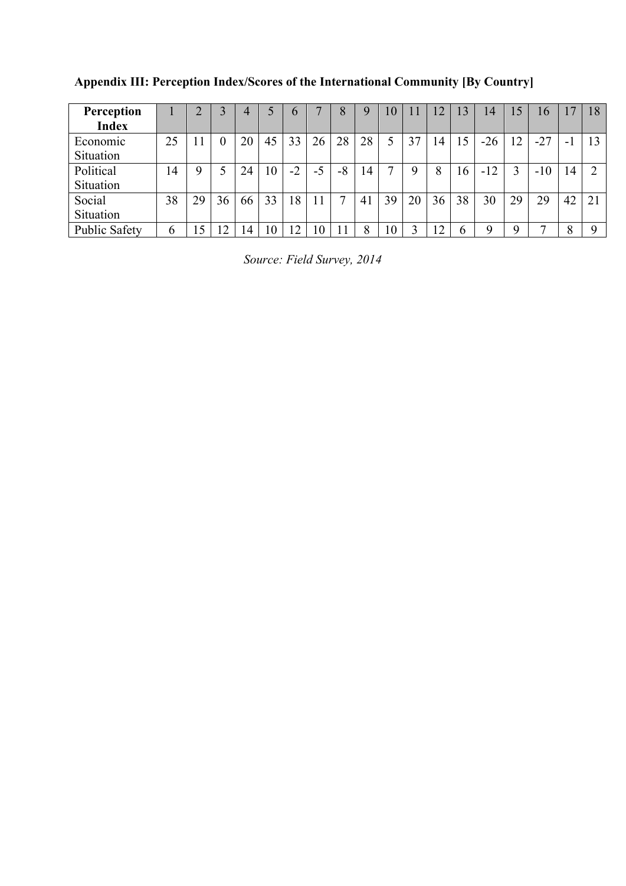**Appendix III: Perception Index/Scores of the International Community [By Country]**

| Perception Index | 1 | 2 | 3 | 4 | 5 | 6 | 7 | 8 | 9 | 10 | 11 | 12 | 13 | 14 | 15 | 16 | 17 | 18 |
|---|---|---|---|---|---|---|---|---|---|---|---|---|---|---|---|---|---|---|
| Economic Situation | 25 | 11 | 0 | 20 | 45 | 33 | 26 | 28 | 28 | 5 | 37 | 14 | 15 | -26 | 12 | -27 | -1 | 13 |
| Political Situation | 14 | 9 | 5 | 24 | 10 | -2 | -5 | -8 | 14 | 7 | 9 | 8 | 16 | -12 | 3 | -10 | 14 | 2 |
| Social Situation | 38 | 29 | 36 | 66 | 33 | 18 | 11 | 7 | 41 | 39 | 20 | 36 | 38 | 30 | 29 | 29 | 42 | 21 |
| Public Safety | 6 | 15 | 12 | 14 | 10 | 12 | 10 | 11 | 8 | 10 | 3 | 12 | 6 | 9 | 9 | 7 | 8 | 9 |

*Source: Field Survey, 2014*